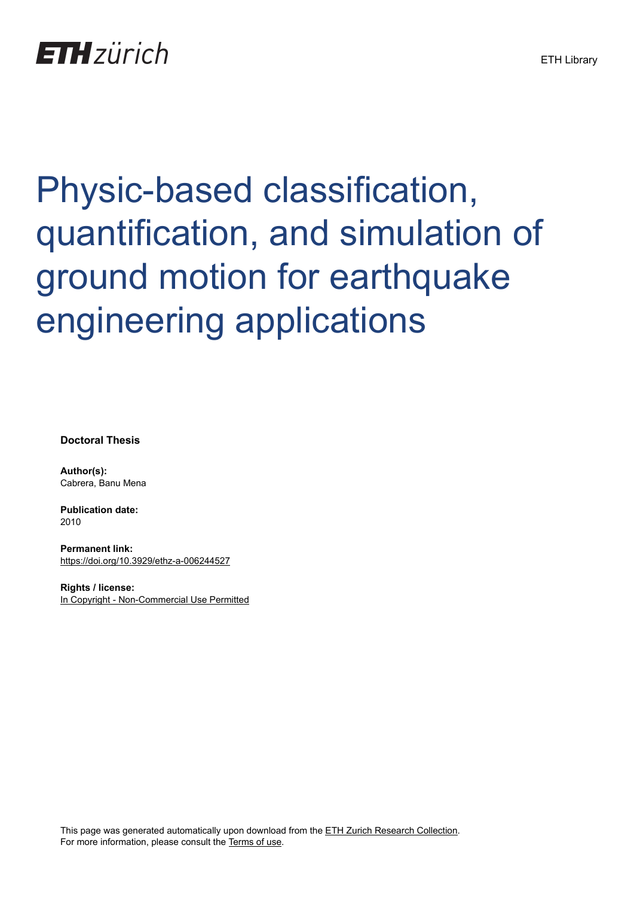# Physic-based classification, quantification, and simulation of ground motion for earthquake engineering applications

**Doctoral Thesis**

**Author(s):**
Cabrera, Banu Mena

**Publication date:**
2010

**Permanent link:**
https://doi.org/10.3929/ethz-a-006244527

**Rights / license:**
In Copyright - Non-Commercial Use Permitted

This page was generated automatically upon download from the ETH Zurich Research Collection.
For more information, please consult the Terms of use.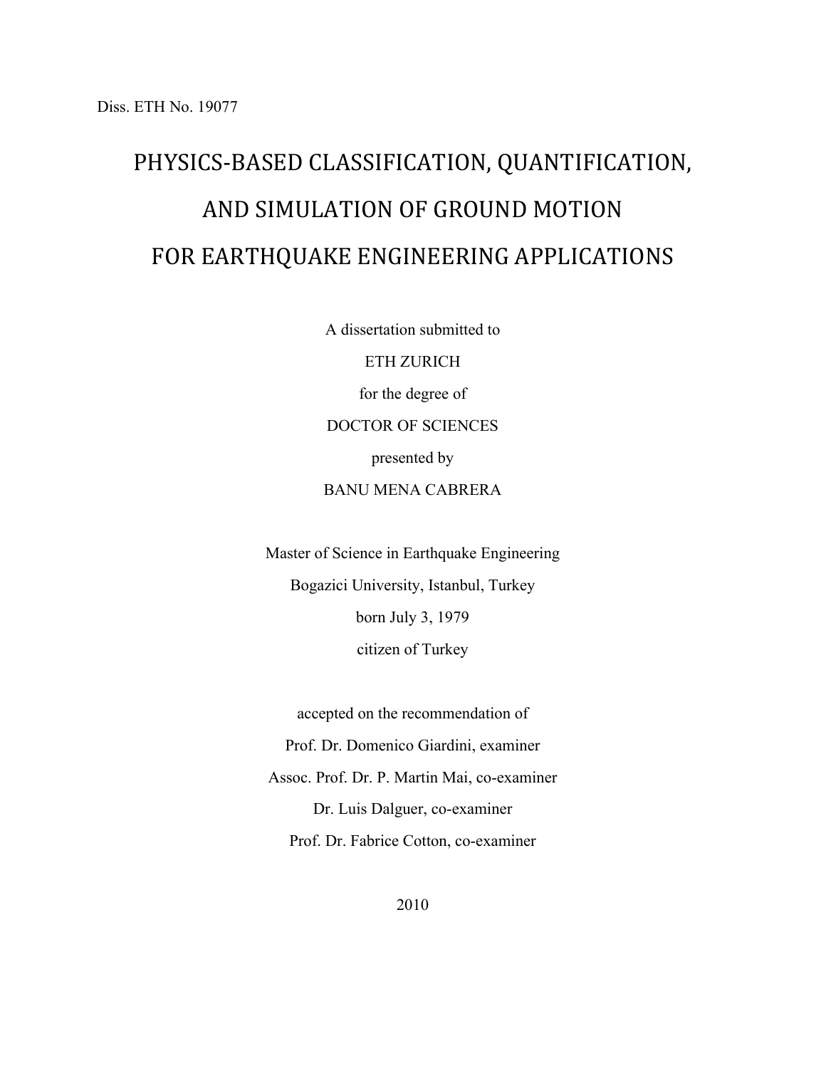Diss. ETH No. 19077

# PHYSICS-BASED CLASSIFICATION, QUANTIFICATION, AND SIMULATION OF GROUND MOTION FOR EARTHQUAKE ENGINEERING APPLICATIONS

A dissertation submitted to

ETH ZURICH

for the degree of

DOCTOR OF SCIENCES

presented by

BANU MENA CABRERA

Master of Science in Earthquake Engineering

Bogazici University, Istanbul, Turkey

born July 3, 1979

citizen of Turkey

accepted on the recommendation of

Prof. Dr. Domenico Giardini, examiner

Assoc. Prof. Dr. P. Martin Mai, co-examiner

Dr. Luis Dalguer, co-examiner

Prof. Dr. Fabrice Cotton, co-examiner

2010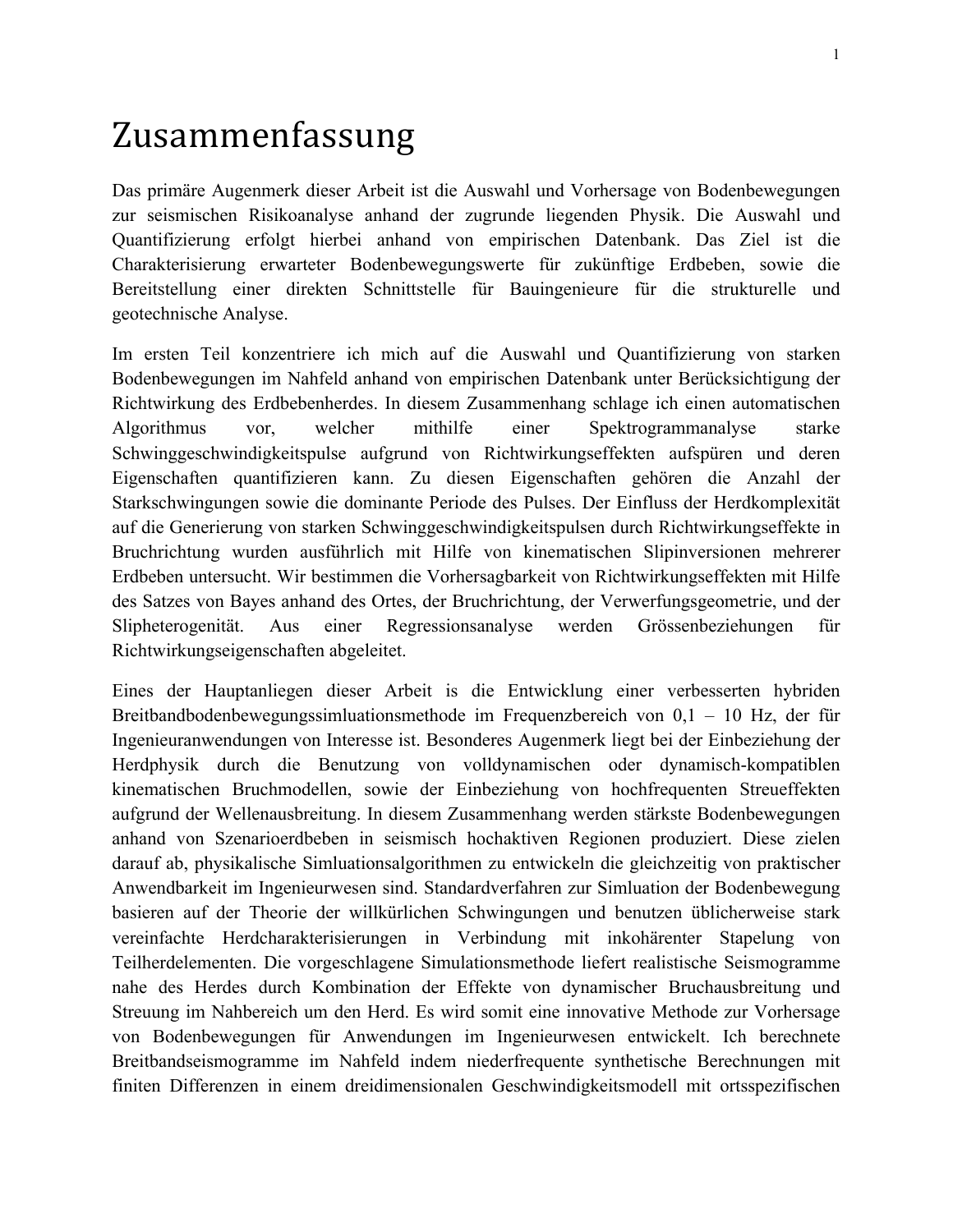# Zusammenfassung

Das primäre Augenmerk dieser Arbeit ist die Auswahl und Vorhersage von Bodenbewegungen zur seismischen Risikoanalyse anhand der zugrunde liegenden Physik. Die Auswahl und Quantifizierung erfolgt hierbei anhand von empirischen Datenbank. Das Ziel ist die Charakterisierung erwarteter Bodenbewegungswerte für zukünftige Erdbeben, sowie die Bereitstellung einer direkten Schnittstelle für Bauingenieure für die strukturelle und geotechnische Analyse.

Im ersten Teil konzentriere ich mich auf die Auswahl und Quantifizierung von starken Bodenbewegungen im Nahfeld anhand von empirischen Datenbank unter Berücksichtigung der Richtwirkung des Erdbebenherdes. In diesem Zusammenhang schlage ich einen automatischen Algorithmus vor, welcher mithilfe einer Spektrogrammanalyse starke Schwinggeschwindigkeitspulse aufgrund von Richtwirkungseffekten aufspüren und deren Eigenschaften quantifizieren kann. Zu diesen Eigenschaften gehören die Anzahl der Starkschwingungen sowie die dominante Periode des Pulses. Der Einfluss der Herdkomplexität auf die Generierung von starken Schwinggeschwindigkeitspulsen durch Richtwirkungseffekte in Bruchrichtung wurden ausführlich mit Hilfe von kinematischen Slipinversionen mehrerer Erdbeben untersucht. Wir bestimmen die Vorhersagbarkeit von Richtwirkungseffekten mit Hilfe des Satzes von Bayes anhand des Ortes, der Bruchrichtung, der Verwerfungsgeometrie, und der Slipheterogenität. Aus einer Regressionsanalyse werden Grössenbeziehungen für Richtwirkungseigenschaften abgeleitet.

Eines der Hauptanliegen dieser Arbeit is die Entwicklung einer verbesserten hybriden Breitbandbodenbewegungssimluationsmethode im Frequenzbereich von 0,1 – 10 Hz, der für Ingenieuranwendungen von Interesse ist. Besonderes Augenmerk liegt bei der Einbeziehung der Herdphysik durch die Benutzung von volldynamischen oder dynamisch-kompatiblen kinematischen Bruchmodellen, sowie der Einbeziehung von hochfrequenten Streueffekten aufgrund der Wellenausbreitung. In diesem Zusammenhang werden stärkste Bodenbewegungen anhand von Szenarioerdbeben in seismisch hochaktiven Regionen produziert. Diese zielen darauf ab, physikalische Simluationsalgorithmen zu entwickeln die gleichzeitig von praktischer Anwendbarkeit im Ingenieurwesen sind. Standardverfahren zur Simluation der Bodenbewegung basieren auf der Theorie der willkürlichen Schwingungen und benutzen üblicherweise stark vereinfachte Herdcharakterisierungen in Verbindung mit inkohärenter Stapelung von Teilherdelementen. Die vorgeschlagene Simulationsmethode liefert realistische Seismogramme nahe des Herdes durch Kombination der Effekte von dynamischer Bruchausbreitung und Streuung im Nahbereich um den Herd. Es wird somit eine innovative Methode zur Vorhersage von Bodenbewegungen für Anwendungen im Ingenieurwesen entwickelt. Ich berechnete Breitbandseismogramme im Nahfeld indem niederfrequente synthetische Berechnungen mit finiten Differenzen in einem dreidimensionalen Geschwindigkeitsmodell mit ortsspezifischen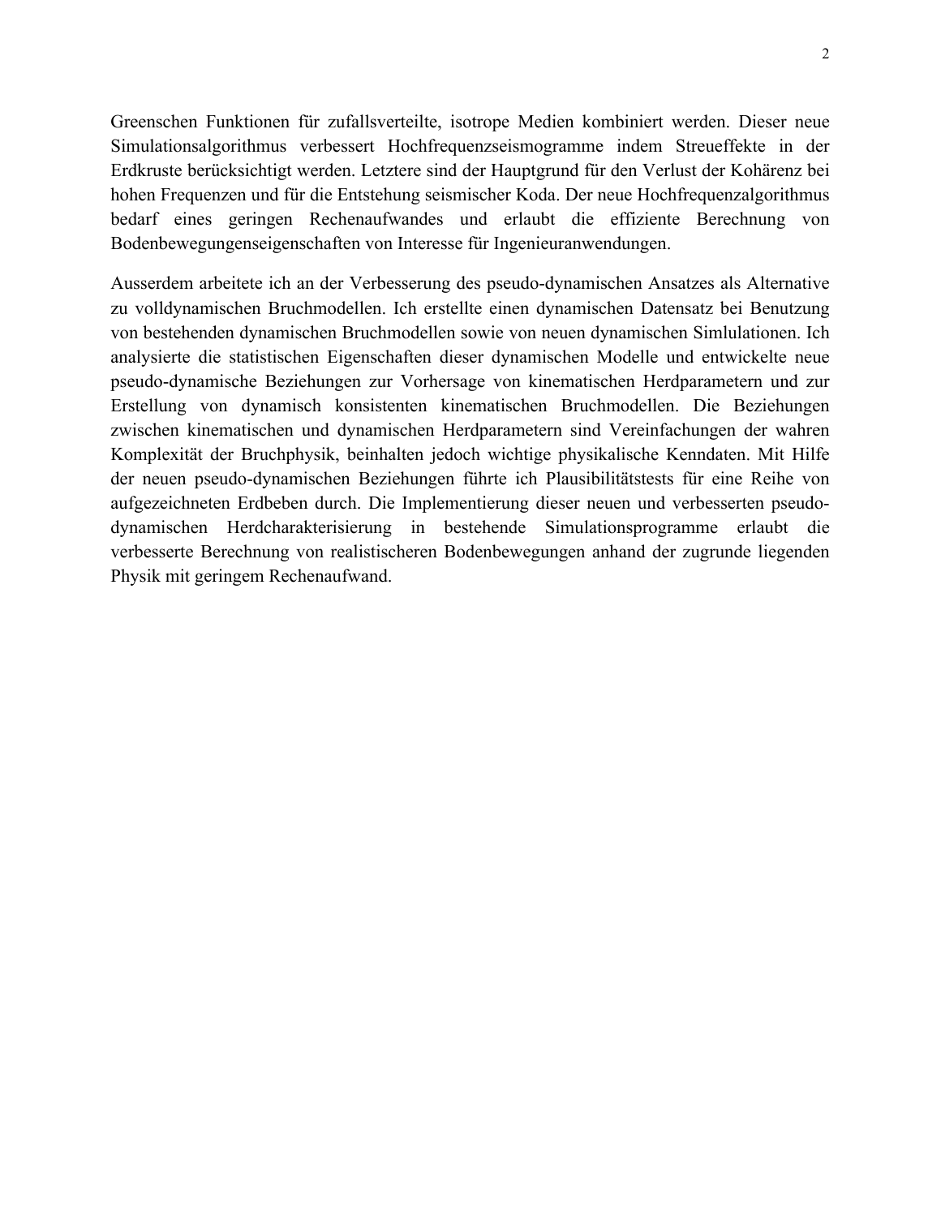Greenschen Funktionen für zufallsverteilte, isotrope Medien kombiniert werden. Dieser neue Simulationsalgorithmus verbessert Hochfrequenzseismogramme indem Streueffekte in der Erdkruste berücksichtigt werden. Letztere sind der Hauptgrund für den Verlust der Kohärenz bei hohen Frequenzen und für die Entstehung seismischer Koda. Der neue Hochfrequenzalgorithmus bedarf eines geringen Rechenaufwandes und erlaubt die effiziente Berechnung von Bodenbewegungenseigenschaften von Interesse für Ingenieuranwendungen.

Ausserdem arbeitete ich an der Verbesserung des pseudo-dynamischen Ansatzes als Alternative zu volldynamischen Bruchmodellen. Ich erstellte einen dynamischen Datensatz bei Benutzung von bestehenden dynamischen Bruchmodellen sowie von neuen dynamischen Simlulationen. Ich analysierte die statistischen Eigenschaften dieser dynamischen Modelle und entwickelte neue pseudo-dynamische Beziehungen zur Vorhersage von kinematischen Herdparametern und zur Erstellung von dynamisch konsistenten kinematischen Bruchmodellen. Die Beziehungen zwischen kinematischen und dynamischen Herdparametern sind Vereinfachungen der wahren Komplexität der Bruchphysik, beinhalten jedoch wichtige physikalische Kenndaten. Mit Hilfe der neuen pseudo-dynamischen Beziehungen führte ich Plausibilitätstests für eine Reihe von aufgezeichneten Erdbeben durch. Die Implementierung dieser neuen und verbesserten pseudo-dynamischen Herdcharakterisierung in bestehende Simulationsprogramme erlaubt die verbesserte Berechnung von realistischeren Bodenbewegungen anhand der zugrunde liegenden Physik mit geringem Rechenaufwand.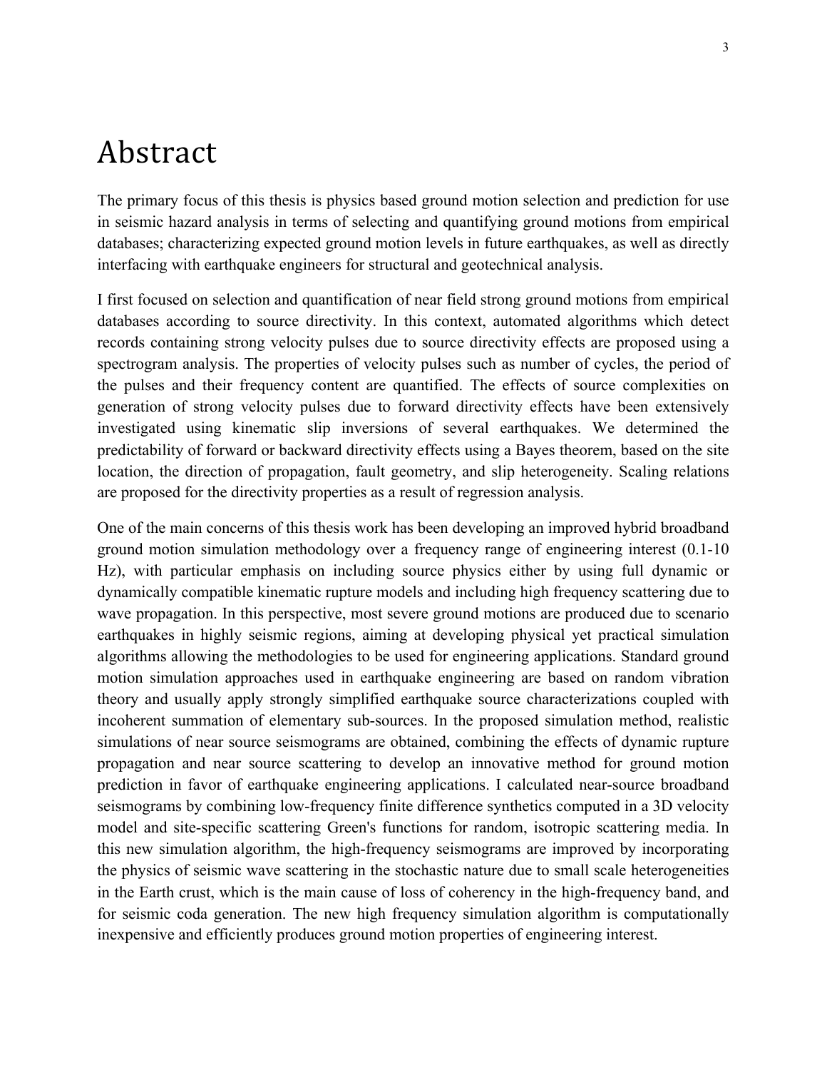# Abstract

The primary focus of this thesis is physics based ground motion selection and prediction for use in seismic hazard analysis in terms of selecting and quantifying ground motions from empirical databases; characterizing expected ground motion levels in future earthquakes, as well as directly interfacing with earthquake engineers for structural and geotechnical analysis.

I first focused on selection and quantification of near field strong ground motions from empirical databases according to source directivity. In this context, automated algorithms which detect records containing strong velocity pulses due to source directivity effects are proposed using a spectrogram analysis. The properties of velocity pulses such as number of cycles, the period of the pulses and their frequency content are quantified. The effects of source complexities on generation of strong velocity pulses due to forward directivity effects have been extensively investigated using kinematic slip inversions of several earthquakes. We determined the predictability of forward or backward directivity effects using a Bayes theorem, based on the site location, the direction of propagation, fault geometry, and slip heterogeneity. Scaling relations are proposed for the directivity properties as a result of regression analysis.

One of the main concerns of this thesis work has been developing an improved hybrid broadband ground motion simulation methodology over a frequency range of engineering interest (0.1-10 Hz), with particular emphasis on including source physics either by using full dynamic or dynamically compatible kinematic rupture models and including high frequency scattering due to wave propagation. In this perspective, most severe ground motions are produced due to scenario earthquakes in highly seismic regions, aiming at developing physical yet practical simulation algorithms allowing the methodologies to be used for engineering applications. Standard ground motion simulation approaches used in earthquake engineering are based on random vibration theory and usually apply strongly simplified earthquake source characterizations coupled with incoherent summation of elementary sub-sources. In the proposed simulation method, realistic simulations of near source seismograms are obtained, combining the effects of dynamic rupture propagation and near source scattering to develop an innovative method for ground motion prediction in favor of earthquake engineering applications. I calculated near-source broadband seismograms by combining low-frequency finite difference synthetics computed in a 3D velocity model and site-specific scattering Green's functions for random, isotropic scattering media. In this new simulation algorithm, the high-frequency seismograms are improved by incorporating the physics of seismic wave scattering in the stochastic nature due to small scale heterogeneities in the Earth crust, which is the main cause of loss of coherency in the high-frequency band, and for seismic coda generation. The new high frequency simulation algorithm is computationally inexpensive and efficiently produces ground motion properties of engineering interest.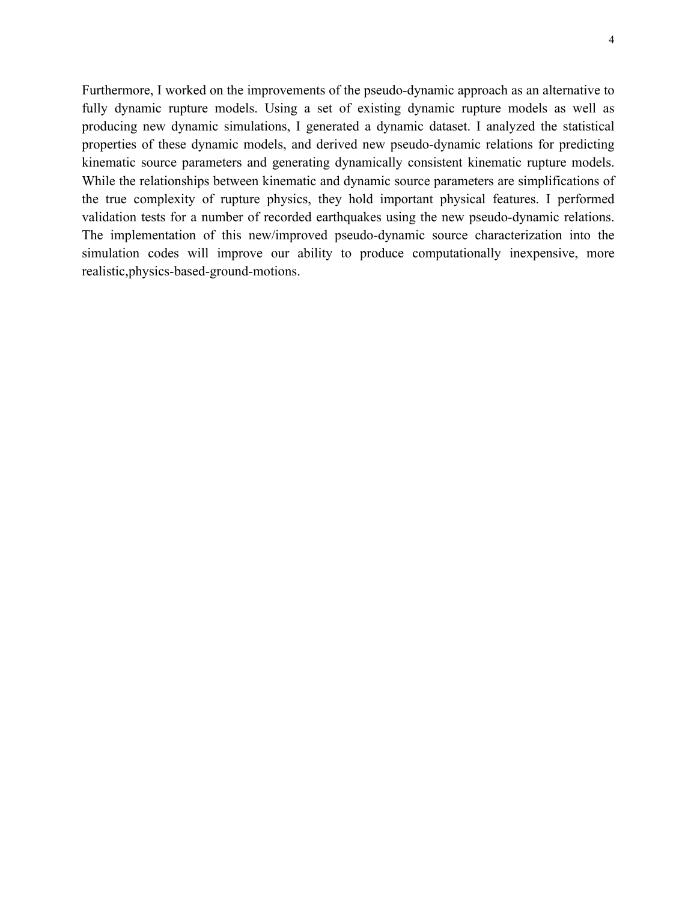Furthermore, I worked on the improvements of the pseudo-dynamic approach as an alternative to fully dynamic rupture models. Using a set of existing dynamic rupture models as well as producing new dynamic simulations, I generated a dynamic dataset. I analyzed the statistical properties of these dynamic models, and derived new pseudo-dynamic relations for predicting kinematic source parameters and generating dynamically consistent kinematic rupture models. While the relationships between kinematic and dynamic source parameters are simplifications of the true complexity of rupture physics, they hold important physical features. I performed validation tests for a number of recorded earthquakes using the new pseudo-dynamic relations. The implementation of this new/improved pseudo-dynamic source characterization into the simulation codes will improve our ability to produce computationally inexpensive, more realistic,physics-based-ground-motions.